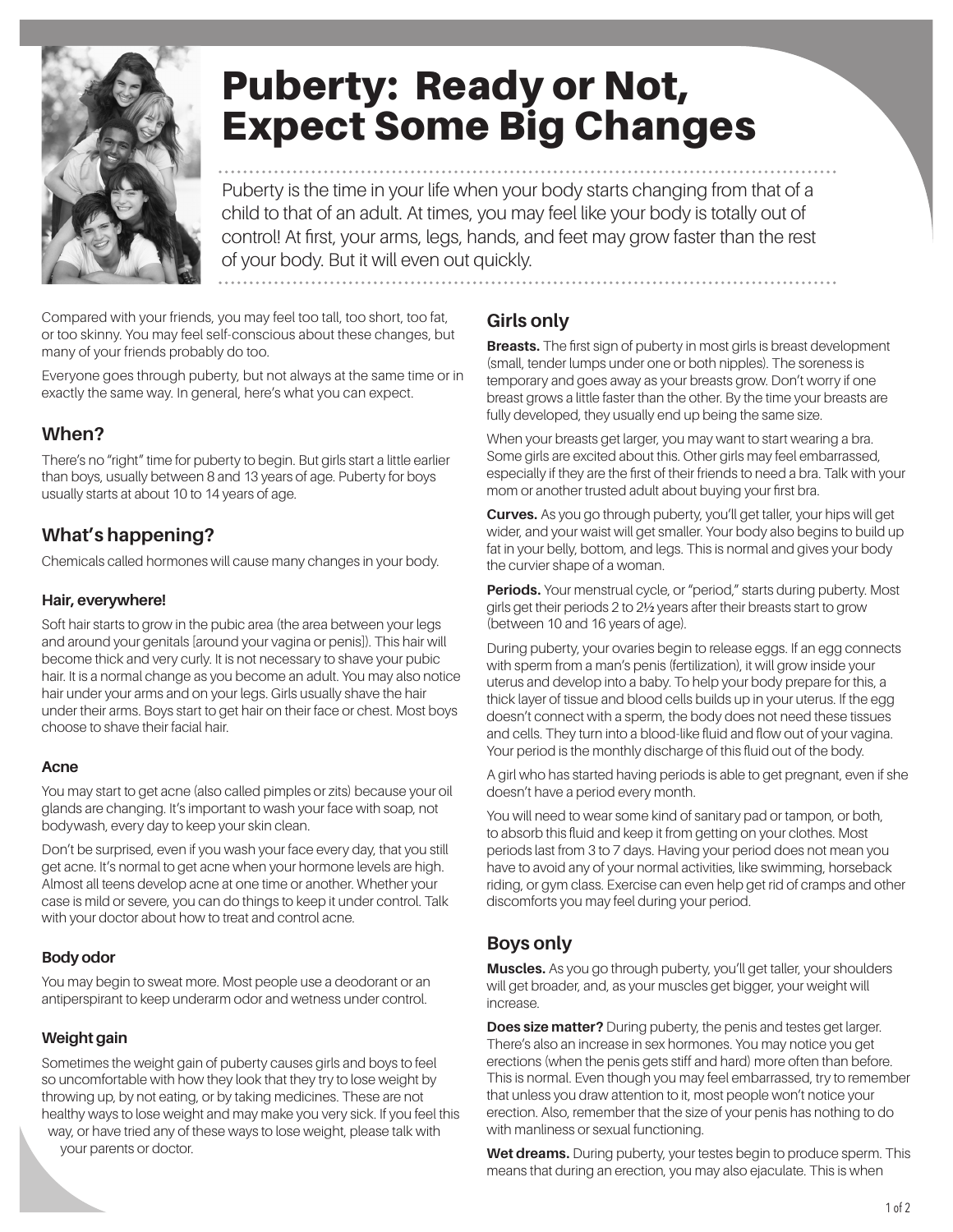# Puberty: Ready or Not, Expect Some Big Changes

Puberty is the time in your life when your body starts changing from that of a child to that of an adult. At times, you may feel like your body is totally out of control! At first, your arms, legs, hands, and feet may grow faster than the rest of your body. But it will even out quickly.

Compared with your friends, you may feel too tall, too short, too fat, or too skinny. You may feel self-conscious about these changes, but many of your friends probably do too.

Everyone goes through puberty, but not always at the same time or in exactly the same way. In general, here's what you can expect.

## When?

There's no "right" time for puberty to begin. But girls start a little earlier than boys, usually between 8 and 13 years of age. Puberty for boys usually starts at about 10 to 14 years of age.

## What's happening?

Chemicals called hormones will cause many changes in your body.

### Hair, everywhere!

Soft hair starts to grow in the pubic area (the area between your legs and around your genitals [around your vagina or penis]). This hair will become thick and very curly. It is not necessary to shave your pubic hair. It is a normal change as you become an adult. You may also notice hair under your arms and on your legs. Girls usually shave the hair under their arms. Boys start to get hair on their face or chest. Most boys choose to shave their facial hair.

### Acne

You may start to get acne (also called pimples or zits) because your oil glands are changing. It's important to wash your face with soap, not bodywash, every day to keep your skin clean.

Don't be surprised, even if you wash your face every day, that you still get acne. It's normal to get acne when your hormone levels are high. Almost all teens develop acne at one time or another. Whether your case is mild or severe, you can do things to keep it under control. Talk with your doctor about how to treat and control acne.

### Body odor

You may begin to sweat more. Most people use a deodorant or an antiperspirant to keep underarm odor and wetness under control.

### Weight gain

Sometimes the weight gain of puberty causes girls and boys to feel so uncomfortable with how they look that they try to lose weight by throwing up, by not eating, or by taking medicines. These are not healthy ways to lose weight and may make you very sick. If you feel this way, or have tried any of these ways to lose weight, please talk with your parents or doctor.

## Girls only

**Breasts.** The first sign of puberty in most girls is breast development (small, tender lumps under one or both nipples). The soreness is temporary and goes away as your breasts grow. Don't worry if one breast grows a little faster than the other. By the time your breasts are fully developed, they usually end up being the same size.

When your breasts get larger, you may want to start wearing a bra. Some girls are excited about this. Other girls may feel embarrassed, especially if they are the first of their friends to need a bra. Talk with your mom or another trusted adult about buying your first bra.

**Curves.** As you go through puberty, you'll get taller, your hips will get wider, and your waist will get smaller. Your body also begins to build up fat in your belly, bottom, and legs. This is normal and gives your body the curvier shape of a woman.

**Periods.** Your menstrual cycle, or "period," starts during puberty. Most girls get their periods 2 to 2½ years after their breasts start to grow (between 10 and 16 years of age).

During puberty, your ovaries begin to release eggs. If an egg connects with sperm from a man's penis (fertilization), it will grow inside your uterus and develop into a baby. To help your body prepare for this, a thick layer of tissue and blood cells builds up in your uterus. If the egg doesn't connect with a sperm, the body does not need these tissues and cells. They turn into a blood-like fluid and flow out of your vagina. Your period is the monthly discharge of this fluid out of the body.

A girl who has started having periods is able to get pregnant, even if she doesn't have a period every month.

You will need to wear some kind of sanitary pad or tampon, or both, to absorb this fluid and keep it from getting on your clothes. Most periods last from 3 to 7 days. Having your period does not mean you have to avoid any of your normal activities, like swimming, horseback riding, or gym class. Exercise can even help get rid of cramps and other discomforts you may feel during your period.

## Boys only

**Muscles.** As you go through puberty, you'll get taller, your shoulders will get broader, and, as your muscles get bigger, your weight will increase.

**Does size matter?** During puberty, the penis and testes get larger. There's also an increase in sex hormones. You may notice you get erections (when the penis gets stiff and hard) more often than before. This is normal. Even though you may feel embarrassed, try to remember that unless you draw attention to it, most people won't notice your erection. Also, remember that the size of your penis has nothing to do with manliness or sexual functioning.

**Wet dreams.** During puberty, your testes begin to produce sperm. This means that during an erection, you may also ejaculate. This is when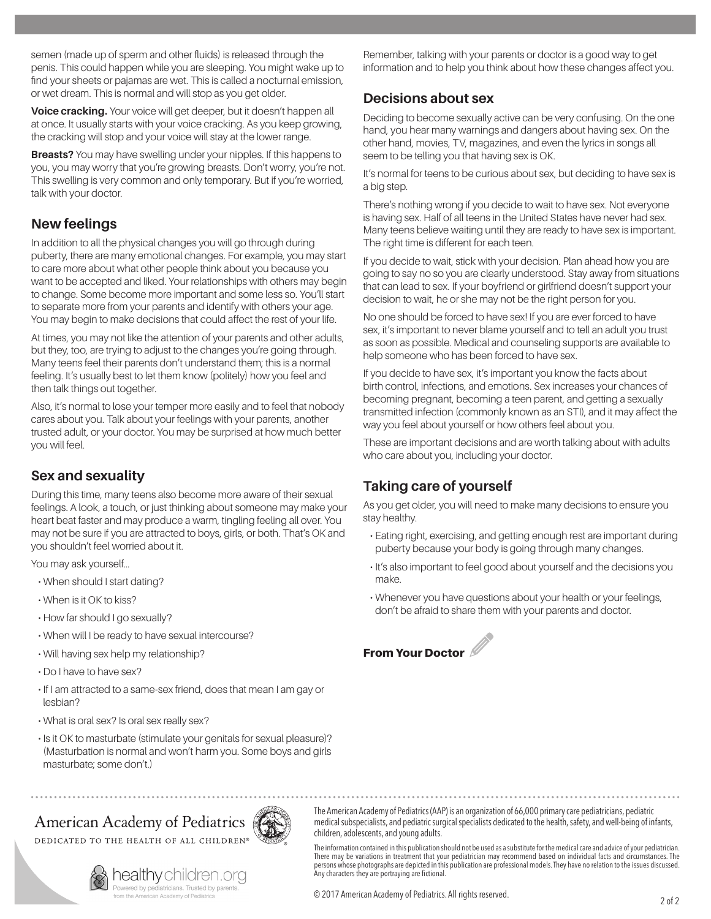semen (made up of sperm and other fluids) is released through the penis. This could happen while you are sleeping. You might wake up to find your sheets or pajamas are wet. This is called a nocturnal emission, or wet dream. This is normal and will stop as you get older.

**Voice cracking.** Your voice will get deeper, but it doesn't happen all at once. It usually starts with your voice cracking. As you keep growing, the cracking will stop and your voice will stay at the lower range.

**Breasts?** You may have swelling under your nipples. If this happens to you, you may worry that you're growing breasts. Don't worry, you're not. This swelling is very common and only temporary. But if you're worried, talk with your doctor.

## New feelings

In addition to all the physical changes you will go through during puberty, there are many emotional changes. For example, you may start to care more about what other people think about you because you want to be accepted and liked. Your relationships with others may begin to change. Some become more important and some less so. You'll start to separate more from your parents and identify with others your age. You may begin to make decisions that could affect the rest of your life.

At times, you may not like the attention of your parents and other adults, but they, too, are trying to adjust to the changes you're going through. Many teens feel their parents don't understand them; this is a normal feeling. It's usually best to let them know (politely) how you feel and then talk things out together.

Also, it's normal to lose your temper more easily and to feel that nobody cares about you. Talk about your feelings with your parents, another trusted adult, or your doctor. You may be surprised at how much better you will feel.

## Sex and sexuality

During this time, many teens also become more aware of their sexual feelings. A look, a touch, or just thinking about someone may make your heart beat faster and may produce a warm, tingling feeling all over. You may not be sure if you are attracted to boys, girls, or both. That's OK and you shouldn't feel worried about it.

You may ask yourself…

- When should I start dating?
- When is it OK to kiss?
- How far should I go sexually?
- When will I be ready to have sexual intercourse?
- Will having sex help my relationship?
- Do I have to have sex?
- If I am attracted to a same-sex friend, does that mean I am gay or lesbian?
- What is oral sex? Is oral sex really sex?
- Is it OK to masturbate (stimulate your genitals for sexual pleasure)? (Masturbation is normal and won't harm you. Some boys and girls masturbate; some don't.)

Remember, talking with your parents or doctor is a good way to get information and to help you think about how these changes affect you.

## Decisions about sex

Deciding to become sexually active can be very confusing. On the one hand, you hear many warnings and dangers about having sex. On the other hand, movies, TV, magazines, and even the lyrics in songs all seem to be telling you that having sex is OK.

It's normal for teens to be curious about sex, but deciding to have sex is a big step.

There's nothing wrong if you decide to wait to have sex. Not everyone is having sex. Half of all teens in the United States have never had sex. Many teens believe waiting until they are ready to have sex is important. The right time is different for each teen.

If you decide to wait, stick with your decision. Plan ahead how you are going to say no so you are clearly understood. Stay away from situations that can lead to sex. If your boyfriend or girlfriend doesn't support your decision to wait, he or she may not be the right person for you.

No one should be forced to have sex! If you are ever forced to have sex, it's important to never blame yourself and to tell an adult you trust as soon as possible. Medical and counseling supports are available to help someone who has been forced to have sex.

If you decide to have sex, it's important you know the facts about birth control, infections, and emotions. Sex increases your chances of becoming pregnant, becoming a teen parent, and getting a sexually transmitted infection (commonly known as an STI), and it may affect the way you feel about yourself or how others feel about you.

These are important decisions and are worth talking about with adults who care about you, including your doctor.

## Taking care of yourself

As you get older, you will need to make many decisions to ensure you stay healthy.

- Eating right, exercising, and getting enough rest are important during puberty because your body is going through many changes.
- It's also important to feel good about yourself and the decisions you make.
- Whenever you have questions about your health or your feelings, don't be afraid to share them with your parents and doctor.

**From Your Doctor**

American Academy of Pediatrics
DEDICATED TO THE HEALTH OF ALL CHILDREN®

healthychildren.org
Powered by pediatricians. Trusted by parents.
from the American Academy of Pediatrics

The American Academy of Pediatrics (AAP) is an organization of 66,000 primary care pediatricians, pediatric medical subspecialists, and pediatric surgical specialists dedicated to the health, safety, and well-being of infants, children, adolescents, and young adults.

The information contained in this publication should not be used as a substitute for the medical care and advice of your pediatrician. There may be variations in treatment that your pediatrician may recommend based on individual facts and circumstances. The persons whose photographs are depicted in this publication are professional models. They have no relation to the issues discussed. Any characters they are portraying are fictional.

© 2017 American Academy of Pediatrics. All rights reserved.